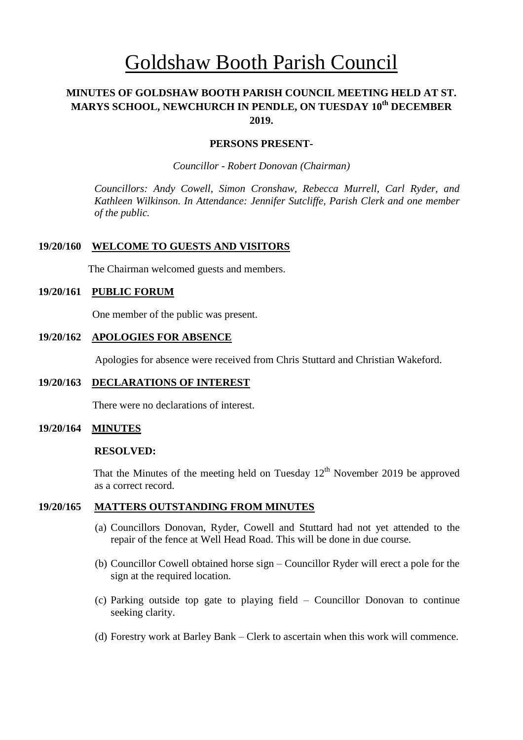# Goldshaw Booth Parish Council

**MINUTES OF GOLDSHAW BOOTH PARISH COUNCIL MEETING HELD AT ST. MARYS SCHOOL, NEWCHURCH IN PENDLE, ON TUESDAY 10th DECEMBER 2019.**

**PERSONS PRESENT-**

*Councillor - Robert Donovan (Chairman)*

*Councillors: Andy Cowell, Simon Cronshaw, Rebecca Murrell, Carl Ryder, and Kathleen Wilkinson. In Attendance: Jennifer Sutcliffe, Parish Clerk and one member of the public.*

**19/20/160 WELCOME TO GUESTS AND VISITORS**

The Chairman welcomed guests and members.

**19/20/161 PUBLIC FORUM**

One member of the public was present.

**19/20/162 APOLOGIES FOR ABSENCE**

Apologies for absence were received from Chris Stuttard and Christian Wakeford.

**19/20/163 DECLARATIONS OF INTEREST**

There were no declarations of interest.

**19/20/164 MINUTES**

**RESOLVED:**

That the Minutes of the meeting held on Tuesday 12th November 2019 be approved as a correct record.

**19/20/165 MATTERS OUTSTANDING FROM MINUTES**

(a) Councillors Donovan, Ryder, Cowell and Stuttard had not yet attended to the repair of the fence at Well Head Road. This will be done in due course.

(b) Councillor Cowell obtained horse sign – Councillor Ryder will erect a pole for the sign at the required location.

(c) Parking outside top gate to playing field – Councillor Donovan to continue seeking clarity.

(d) Forestry work at Barley Bank – Clerk to ascertain when this work will commence.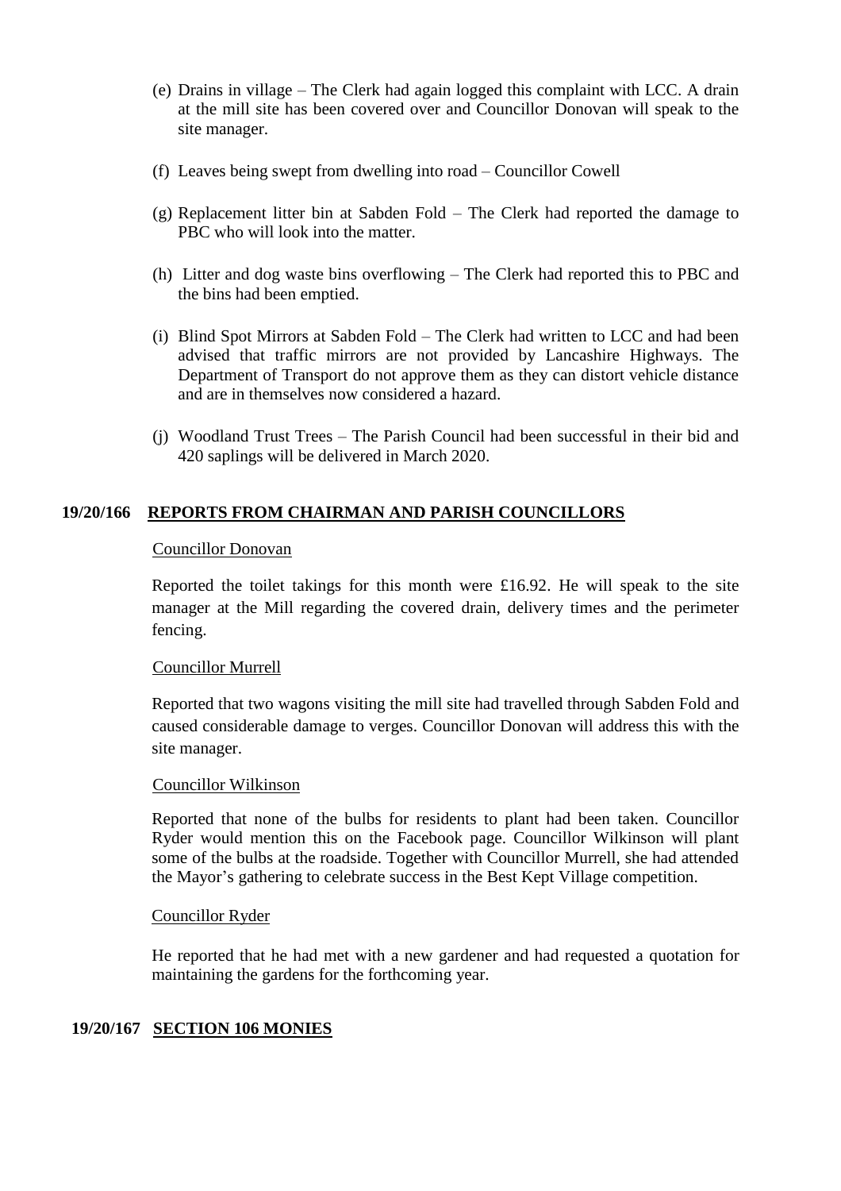(e) Drains in village – The Clerk had again logged this complaint with LCC. A drain at the mill site has been covered over and Councillor Donovan will speak to the site manager.

(f) Leaves being swept from dwelling into road – Councillor Cowell

(g) Replacement litter bin at Sabden Fold – The Clerk had reported the damage to PBC who will look into the matter.

(h) Litter and dog waste bins overflowing – The Clerk had reported this to PBC and the bins had been emptied.

(i) Blind Spot Mirrors at Sabden Fold – The Clerk had written to LCC and had been advised that traffic mirrors are not provided by Lancashire Highways. The Department of Transport do not approve them as they can distort vehicle distance and are in themselves now considered a hazard.

(j) Woodland Trust Trees – The Parish Council had been successful in their bid and 420 saplings will be delivered in March 2020.

**19/20/166 <u>REPORTS FROM CHAIRMAN AND PARISH COUNCILLORS</u>**

<u>Councillor Donovan</u>

Reported the toilet takings for this month were £16.92. He will speak to the site manager at the Mill regarding the covered drain, delivery times and the perimeter fencing.

<u>Councillor Murrell</u>

Reported that two wagons visiting the mill site had travelled through Sabden Fold and caused considerable damage to verges. Councillor Donovan will address this with the site manager.

<u>Councillor Wilkinson</u>

Reported that none of the bulbs for residents to plant had been taken. Councillor Ryder would mention this on the Facebook page. Councillor Wilkinson will plant some of the bulbs at the roadside. Together with Councillor Murrell, she had attended the Mayor's gathering to celebrate success in the Best Kept Village competition.

<u>Councillor Ryder</u>

He reported that he had met with a new gardener and had requested a quotation for maintaining the gardens for the forthcoming year.

**19/20/167 <u>SECTION 106 MONIES</u>**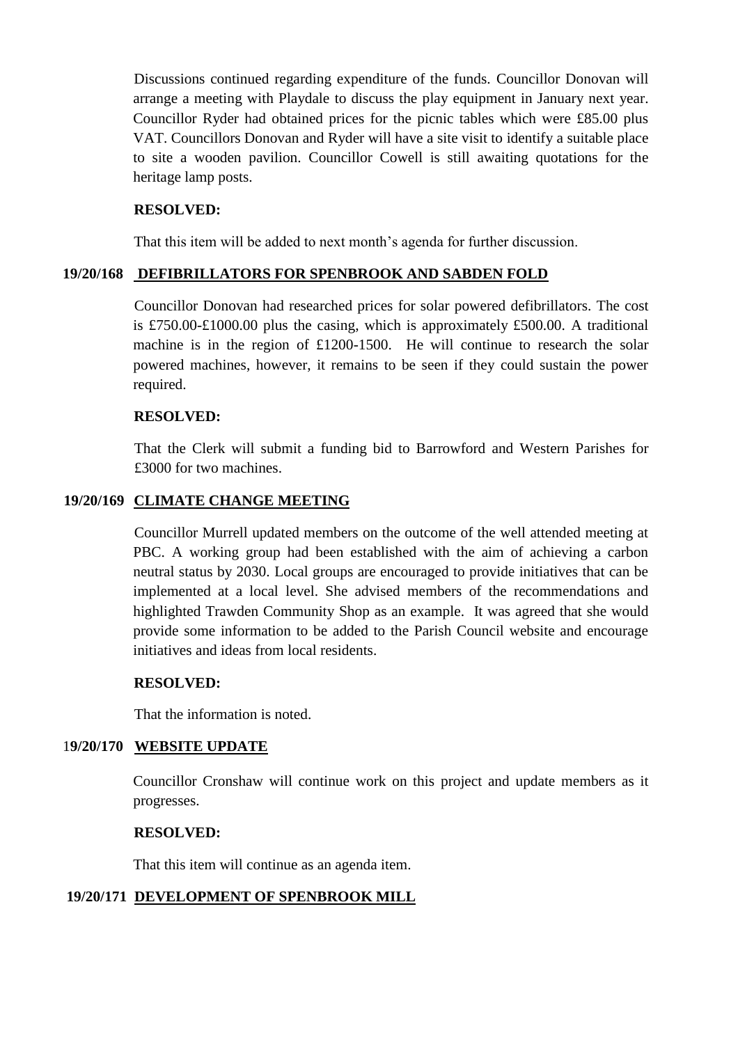Discussions continued regarding expenditure of the funds. Councillor Donovan will arrange a meeting with Playdale to discuss the play equipment in January next year. Councillor Ryder had obtained prices for the picnic tables which were £85.00 plus VAT. Councillors Donovan and Ryder will have a site visit to identify a suitable place to site a wooden pavilion. Councillor Cowell is still awaiting quotations for the heritage lamp posts.

**RESOLVED:**

That this item will be added to next month's agenda for further discussion.

**19/20/168 DEFIBRILLATORS FOR SPENBROOK AND SABDEN FOLD**

Councillor Donovan had researched prices for solar powered defibrillators. The cost is £750.00-£1000.00 plus the casing, which is approximately £500.00. A traditional machine is in the region of £1200-1500. He will continue to research the solar powered machines, however, it remains to be seen if they could sustain the power required.

**RESOLVED:**

That the Clerk will submit a funding bid to Barrowford and Western Parishes for £3000 for two machines.

**19/20/169 CLIMATE CHANGE MEETING**

Councillor Murrell updated members on the outcome of the well attended meeting at PBC. A working group had been established with the aim of achieving a carbon neutral status by 2030. Local groups are encouraged to provide initiatives that can be implemented at a local level. She advised members of the recommendations and highlighted Trawden Community Shop as an example. It was agreed that she would provide some information to be added to the Parish Council website and encourage initiatives and ideas from local residents.

**RESOLVED:**

That the information is noted.

**19/20/170 WEBSITE UPDATE**

Councillor Cronshaw will continue work on this project and update members as it progresses.

**RESOLVED:**

That this item will continue as an agenda item.

**19/20/171 DEVELOPMENT OF SPENBROOK MILL**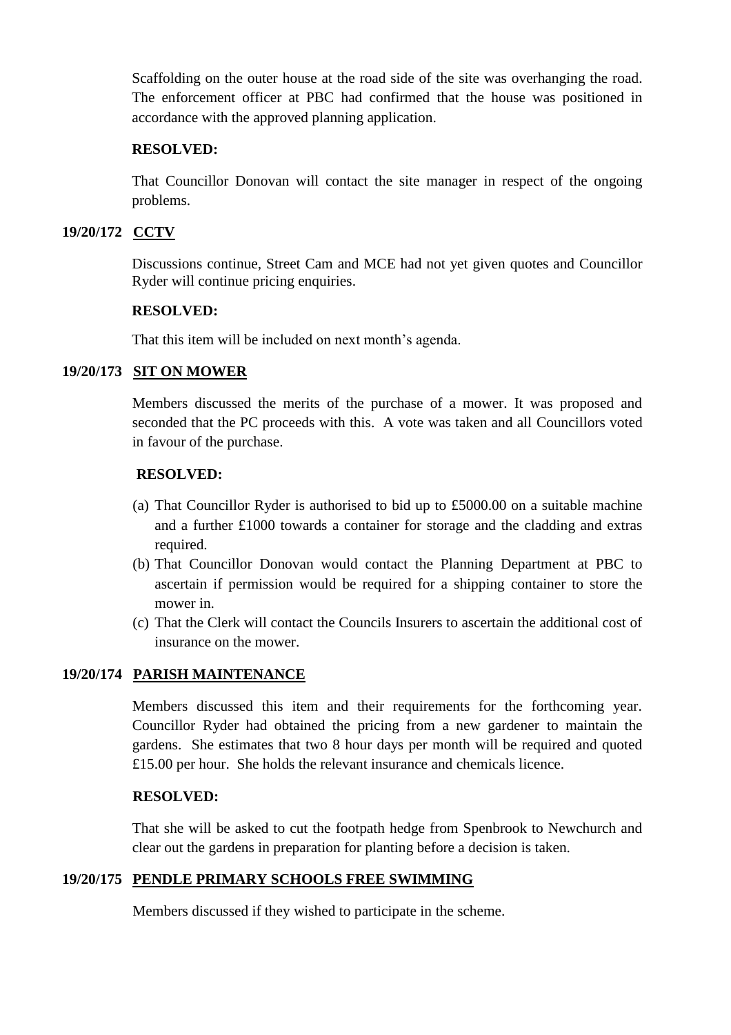Scaffolding on the outer house at the road side of the site was overhanging the road. The enforcement officer at PBC had confirmed that the house was positioned in accordance with the approved planning application.

**RESOLVED:**

That Councillor Donovan will contact the site manager in respect of the ongoing problems.

## 19/20/172 CCTV

Discussions continue, Street Cam and MCE had not yet given quotes and Councillor Ryder will continue pricing enquiries.

**RESOLVED:**

That this item will be included on next month's agenda.

## 19/20/173 SIT ON MOWER

Members discussed the merits of the purchase of a mower. It was proposed and seconded that the PC proceeds with this. A vote was taken and all Councillors voted in favour of the purchase.

**RESOLVED:**

(a) That Councillor Ryder is authorised to bid up to £5000.00 on a suitable machine and a further £1000 towards a container for storage and the cladding and extras required.
(b) That Councillor Donovan would contact the Planning Department at PBC to ascertain if permission would be required for a shipping container to store the mower in.
(c) That the Clerk will contact the Councils Insurers to ascertain the additional cost of insurance on the mower.

## 19/20/174 PARISH MAINTENANCE

Members discussed this item and their requirements for the forthcoming year. Councillor Ryder had obtained the pricing from a new gardener to maintain the gardens. She estimates that two 8 hour days per month will be required and quoted £15.00 per hour. She holds the relevant insurance and chemicals licence.

**RESOLVED:**

That she will be asked to cut the footpath hedge from Spenbrook to Newchurch and clear out the gardens in preparation for planting before a decision is taken.

## 19/20/175 PENDLE PRIMARY SCHOOLS FREE SWIMMING

Members discussed if they wished to participate in the scheme.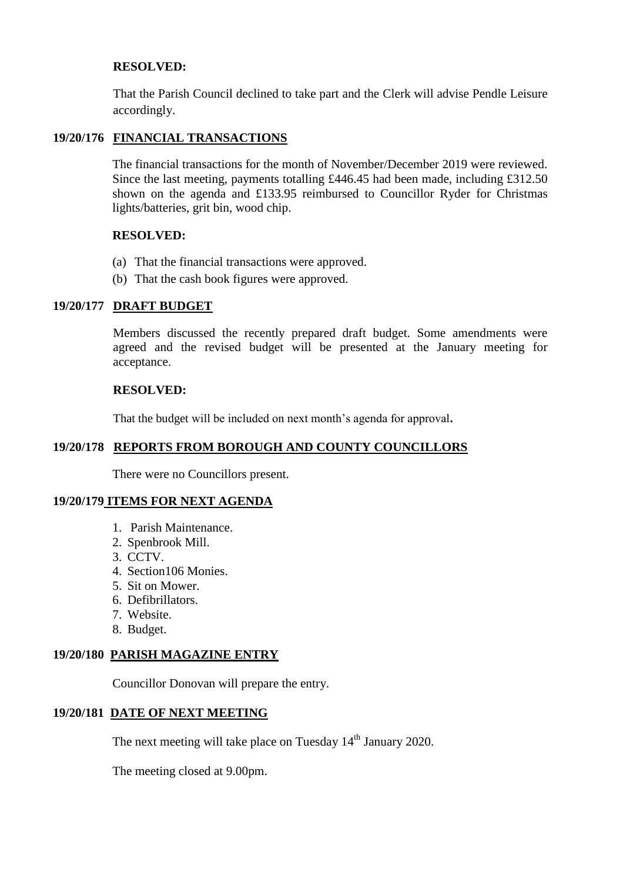**RESOLVED:**

That the Parish Council declined to take part and the Clerk will advise Pendle Leisure accordingly.

### 19/20/176 FINANCIAL TRANSACTIONS

The financial transactions for the month of November/December 2019 were reviewed. Since the last meeting, payments totalling £446.45 had been made, including £312.50 shown on the agenda and £133.95 reimbursed to Councillor Ryder for Christmas lights/batteries, grit bin, wood chip.

**RESOLVED:**

(a) That the financial transactions were approved.
(b) That the cash book figures were approved.

### 19/20/177 DRAFT BUDGET

Members discussed the recently prepared draft budget. Some amendments were agreed and the revised budget will be presented at the January meeting for acceptance.

**RESOLVED:**

That the budget will be included on next month's agenda for approval**.**

### 19/20/178 REPORTS FROM BOROUGH AND COUNTY COUNCILLORS

There were no Councillors present.

### 19/20/179 ITEMS FOR NEXT AGENDA

1. Parish Maintenance.
2. Spenbrook Mill.
3. CCTV.
4. Section106 Monies.
5. Sit on Mower.
6. Defibrillators.
7. Website.
8. Budget.

### 19/20/180 PARISH MAGAZINE ENTRY

Councillor Donovan will prepare the entry.

### 19/20/181 DATE OF NEXT MEETING

The next meeting will take place on Tuesday 14th January 2020.

The meeting closed at 9.00pm.